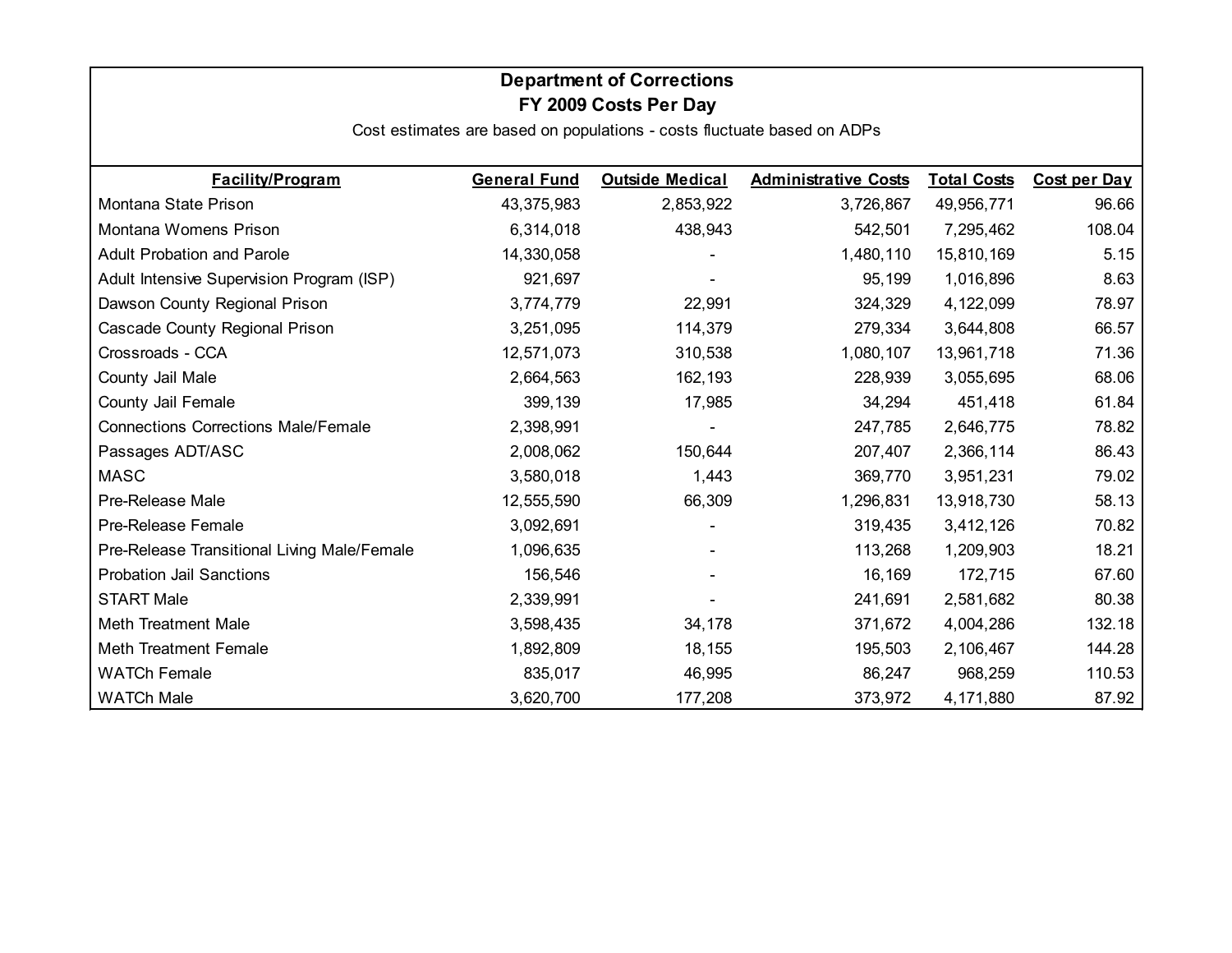# Department of Corrections

## FY 2009 Costs Per Day

Cost estimates are based on populations - costs fluctuate based on ADPs

| Facility/Program | General Fund | Outside Medical | Administrative Costs | Total Costs | Cost per Day |
|---|---|---|---|---|---|
| Montana State Prison | 43,375,983 | 2,853,922 | 3,726,867 | 49,956,771 | 96.66 |
| Montana Womens Prison | 6,314,018 | 438,943 | 542,501 | 7,295,462 | 108.04 |
| Adult Probation and Parole | 14,330,058 | - | 1,480,110 | 15,810,169 | 5.15 |
| Adult Intensive Supervision Program (ISP) | 921,697 | - | 95,199 | 1,016,896 | 8.63 |
| Dawson County Regional Prison | 3,774,779 | 22,991 | 324,329 | 4,122,099 | 78.97 |
| Cascade County Regional Prison | 3,251,095 | 114,379 | 279,334 | 3,644,808 | 66.57 |
| Crossroads - CCA | 12,571,073 | 310,538 | 1,080,107 | 13,961,718 | 71.36 |
| County Jail Male | 2,664,563 | 162,193 | 228,939 | 3,055,695 | 68.06 |
| County Jail Female | 399,139 | 17,985 | 34,294 | 451,418 | 61.84 |
| Connections Corrections Male/Female | 2,398,991 | - | 247,785 | 2,646,775 | 78.82 |
| Passages ADT/ASC | 2,008,062 | 150,644 | 207,407 | 2,366,114 | 86.43 |
| MASC | 3,580,018 | 1,443 | 369,770 | 3,951,231 | 79.02 |
| Pre-Release Male | 12,555,590 | 66,309 | 1,296,831 | 13,918,730 | 58.13 |
| Pre-Release Female | 3,092,691 | - | 319,435 | 3,412,126 | 70.82 |
| Pre-Release Transitional Living Male/Female | 1,096,635 | - | 113,268 | 1,209,903 | 18.21 |
| Probation Jail Sanctions | 156,546 | - | 16,169 | 172,715 | 67.60 |
| START Male | 2,339,991 | - | 241,691 | 2,581,682 | 80.38 |
| Meth Treatment Male | 3,598,435 | 34,178 | 371,672 | 4,004,286 | 132.18 |
| Meth Treatment Female | 1,892,809 | 18,155 | 195,503 | 2,106,467 | 144.28 |
| WATCh Female | 835,017 | 46,995 | 86,247 | 968,259 | 110.53 |
| WATCh Male | 3,620,700 | 177,208 | 373,972 | 4,171,880 | 87.92 |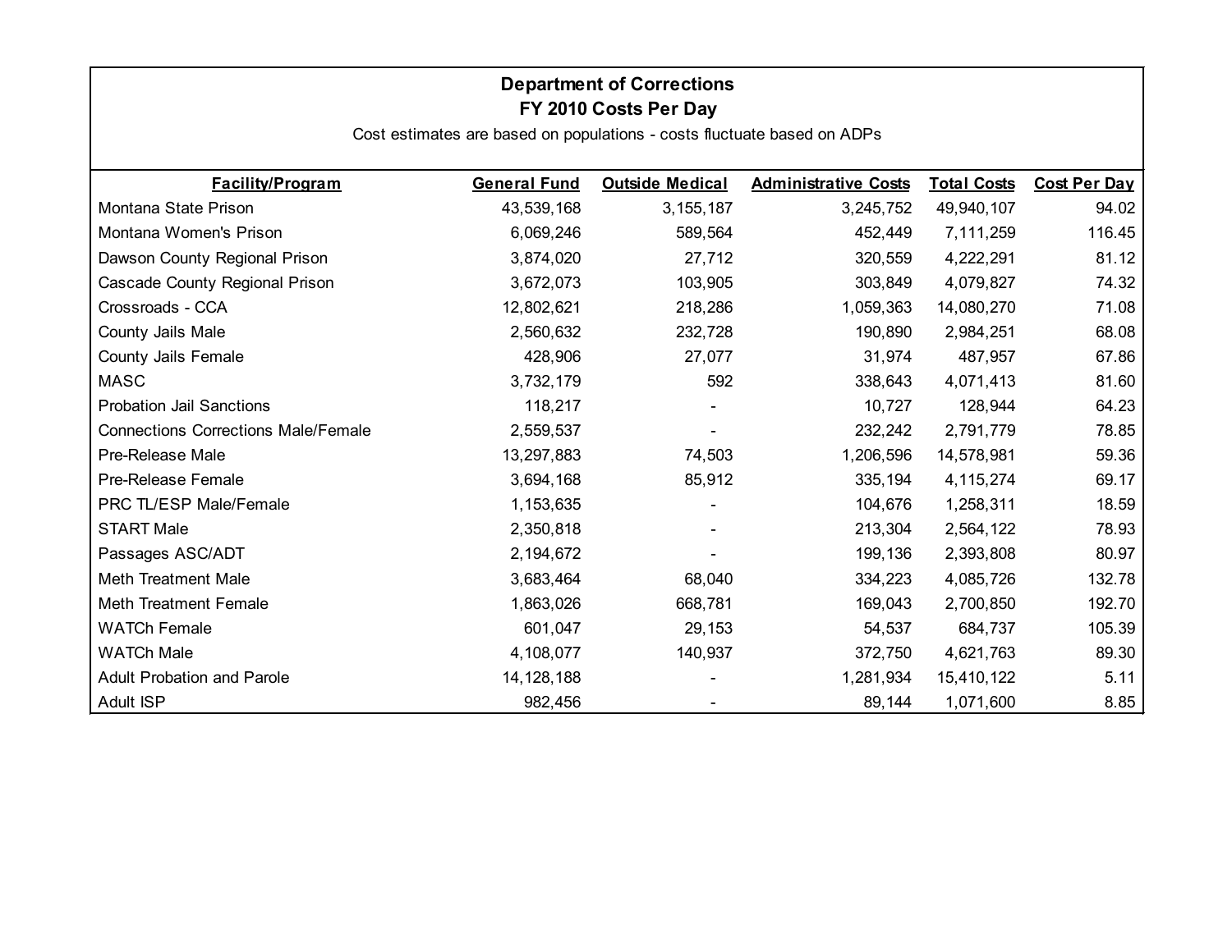## Department of Corrections

### FY 2010 Costs Per Day

Cost estimates are based on populations - costs fluctuate based on ADPs

| Facility/Program | General Fund | Outside Medical | Administrative Costs | Total Costs | Cost Per Day |
|---|---|---|---|---|---|
| Montana State Prison | 43,539,168 | 3,155,187 | 3,245,752 | 49,940,107 | 94.02 |
| Montana Women's Prison | 6,069,246 | 589,564 | 452,449 | 7,111,259 | 116.45 |
| Dawson County Regional Prison | 3,874,020 | 27,712 | 320,559 | 4,222,291 | 81.12 |
| Cascade County Regional Prison | 3,672,073 | 103,905 | 303,849 | 4,079,827 | 74.32 |
| Crossroads - CCA | 12,802,621 | 218,286 | 1,059,363 | 14,080,270 | 71.08 |
| County Jails Male | 2,560,632 | 232,728 | 190,890 | 2,984,251 | 68.08 |
| County Jails Female | 428,906 | 27,077 | 31,974 | 487,957 | 67.86 |
| MASC | 3,732,179 | 592 | 338,643 | 4,071,413 | 81.60 |
| Probation Jail Sanctions | 118,217 | - | 10,727 | 128,944 | 64.23 |
| Connections Corrections Male/Female | 2,559,537 | - | 232,242 | 2,791,779 | 78.85 |
| Pre-Release Male | 13,297,883 | 74,503 | 1,206,596 | 14,578,981 | 59.36 |
| Pre-Release Female | 3,694,168 | 85,912 | 335,194 | 4,115,274 | 69.17 |
| PRC TL/ESP Male/Female | 1,153,635 | - | 104,676 | 1,258,311 | 18.59 |
| START Male | 2,350,818 | - | 213,304 | 2,564,122 | 78.93 |
| Passages ASC/ADT | 2,194,672 | - | 199,136 | 2,393,808 | 80.97 |
| Meth Treatment Male | 3,683,464 | 68,040 | 334,223 | 4,085,726 | 132.78 |
| Meth Treatment Female | 1,863,026 | 668,781 | 169,043 | 2,700,850 | 192.70 |
| WATCh Female | 601,047 | 29,153 | 54,537 | 684,737 | 105.39 |
| WATCh Male | 4,108,077 | 140,937 | 372,750 | 4,621,763 | 89.30 |
| Adult Probation and Parole | 14,128,188 | - | 1,281,934 | 15,410,122 | 5.11 |
| Adult ISP | 982,456 | - | 89,144 | 1,071,600 | 8.85 |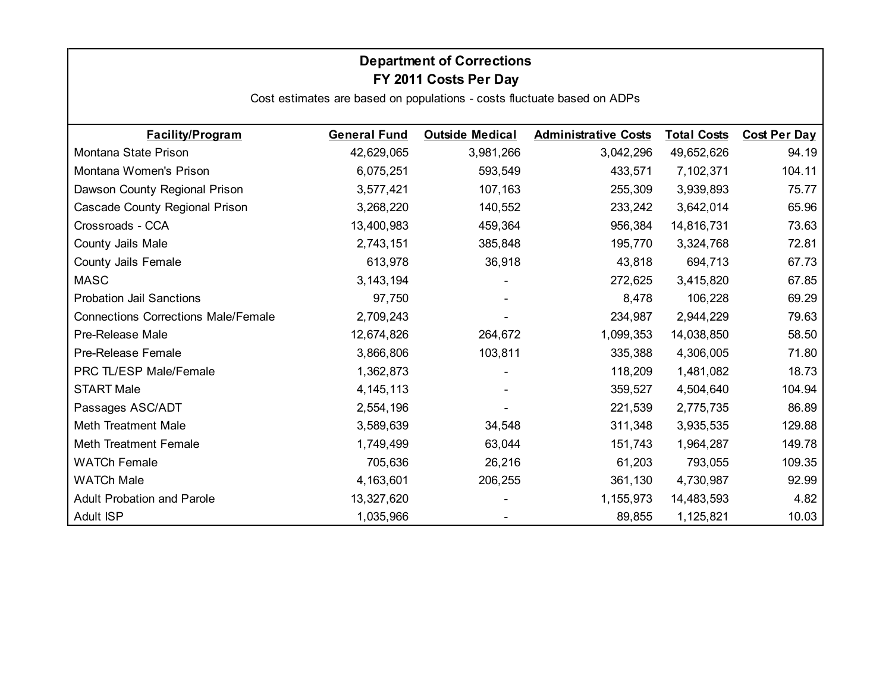# Department of Corrections

## FY 2011 Costs Per Day

Cost estimates are based on populations - costs fluctuate based on ADPs

| Facility/Program | General Fund | Outside Medical | Administrative Costs | Total Costs | Cost Per Day |
|---|---|---|---|---|---|
| Montana State Prison | 42,629,065 | 3,981,266 | 3,042,296 | 49,652,626 | 94.19 |
| Montana Women's Prison | 6,075,251 | 593,549 | 433,571 | 7,102,371 | 104.11 |
| Dawson County Regional Prison | 3,577,421 | 107,163 | 255,309 | 3,939,893 | 75.77 |
| Cascade County Regional Prison | 3,268,220 | 140,552 | 233,242 | 3,642,014 | 65.96 |
| Crossroads - CCA | 13,400,983 | 459,364 | 956,384 | 14,816,731 | 73.63 |
| County Jails Male | 2,743,151 | 385,848 | 195,770 | 3,324,768 | 72.81 |
| County Jails Female | 613,978 | 36,918 | 43,818 | 694,713 | 67.73 |
| MASC | 3,143,194 | - | 272,625 | 3,415,820 | 67.85 |
| Probation Jail Sanctions | 97,750 | - | 8,478 | 106,228 | 69.29 |
| Connections Corrections Male/Female | 2,709,243 | - | 234,987 | 2,944,229 | 79.63 |
| Pre-Release Male | 12,674,826 | 264,672 | 1,099,353 | 14,038,850 | 58.50 |
| Pre-Release Female | 3,866,806 | 103,811 | 335,388 | 4,306,005 | 71.80 |
| PRC TL/ESP Male/Female | 1,362,873 | - | 118,209 | 1,481,082 | 18.73 |
| START Male | 4,145,113 | - | 359,527 | 4,504,640 | 104.94 |
| Passages ASC/ADT | 2,554,196 | - | 221,539 | 2,775,735 | 86.89 |
| Meth Treatment Male | 3,589,639 | 34,548 | 311,348 | 3,935,535 | 129.88 |
| Meth Treatment Female | 1,749,499 | 63,044 | 151,743 | 1,964,287 | 149.78 |
| WATCh Female | 705,636 | 26,216 | 61,203 | 793,055 | 109.35 |
| WATCh Male | 4,163,601 | 206,255 | 361,130 | 4,730,987 | 92.99 |
| Adult Probation and Parole | 13,327,620 | - | 1,155,973 | 14,483,593 | 4.82 |
| Adult ISP | 1,035,966 | - | 89,855 | 1,125,821 | 10.03 |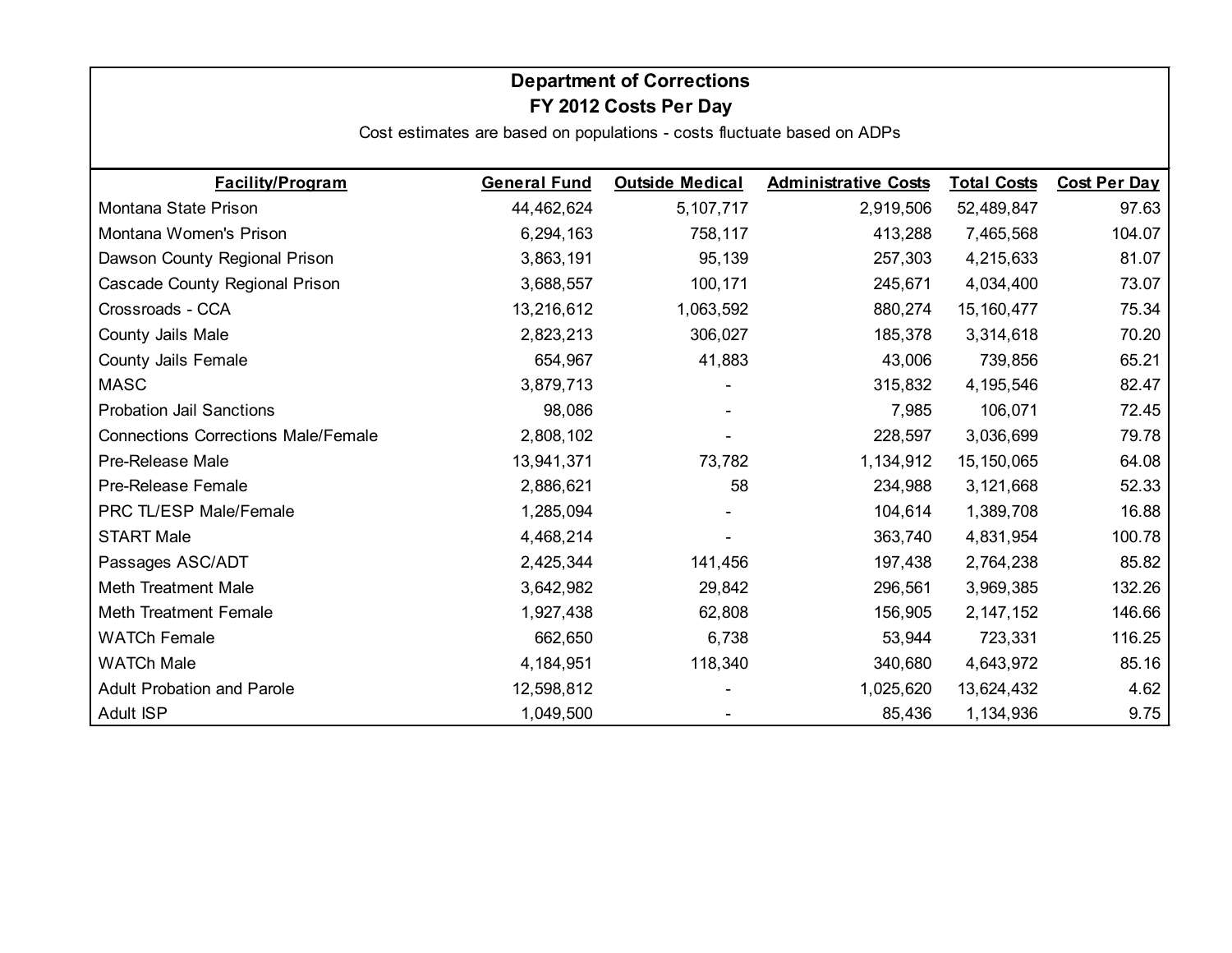# Department of Corrections

## FY 2012 Costs Per Day

Cost estimates are based on populations - costs fluctuate based on ADPs

| Facility/Program | General Fund | Outside Medical | Administrative Costs | Total Costs | Cost Per Day |
|---|---|---|---|---|---|
| Montana State Prison | 44,462,624 | 5,107,717 | 2,919,506 | 52,489,847 | 97.63 |
| Montana Women's Prison | 6,294,163 | 758,117 | 413,288 | 7,465,568 | 104.07 |
| Dawson County Regional Prison | 3,863,191 | 95,139 | 257,303 | 4,215,633 | 81.07 |
| Cascade County Regional Prison | 3,688,557 | 100,171 | 245,671 | 4,034,400 | 73.07 |
| Crossroads - CCA | 13,216,612 | 1,063,592 | 880,274 | 15,160,477 | 75.34 |
| County Jails Male | 2,823,213 | 306,027 | 185,378 | 3,314,618 | 70.20 |
| County Jails Female | 654,967 | 41,883 | 43,006 | 739,856 | 65.21 |
| MASC | 3,879,713 | - | 315,832 | 4,195,546 | 82.47 |
| Probation Jail Sanctions | 98,086 | - | 7,985 | 106,071 | 72.45 |
| Connections Corrections Male/Female | 2,808,102 | - | 228,597 | 3,036,699 | 79.78 |
| Pre-Release Male | 13,941,371 | 73,782 | 1,134,912 | 15,150,065 | 64.08 |
| Pre-Release Female | 2,886,621 | 58 | 234,988 | 3,121,668 | 52.33 |
| PRC TL/ESP Male/Female | 1,285,094 | - | 104,614 | 1,389,708 | 16.88 |
| START Male | 4,468,214 | - | 363,740 | 4,831,954 | 100.78 |
| Passages ASC/ADT | 2,425,344 | 141,456 | 197,438 | 2,764,238 | 85.82 |
| Meth Treatment Male | 3,642,982 | 29,842 | 296,561 | 3,969,385 | 132.26 |
| Meth Treatment Female | 1,927,438 | 62,808 | 156,905 | 2,147,152 | 146.66 |
| WATCh Female | 662,650 | 6,738 | 53,944 | 723,331 | 116.25 |
| WATCh Male | 4,184,951 | 118,340 | 340,680 | 4,643,972 | 85.16 |
| Adult Probation and Parole | 12,598,812 | - | 1,025,620 | 13,624,432 | 4.62 |
| Adult ISP | 1,049,500 | - | 85,436 | 1,134,936 | 9.75 |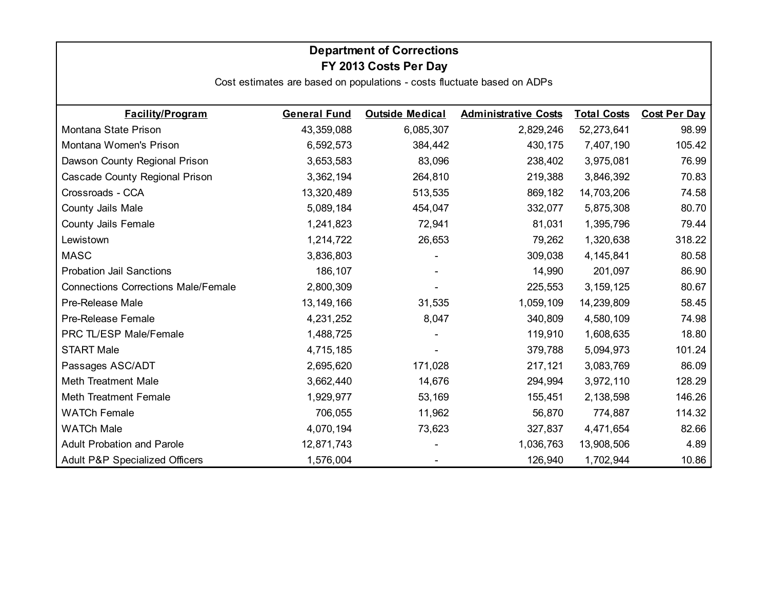## Department of Corrections

### FY 2013 Costs Per Day

Cost estimates are based on populations - costs fluctuate based on ADPs

| Facility/Program | General Fund | Outside Medical | Administrative Costs | Total Costs | Cost Per Day |
|---|---|---|---|---|---|
| Montana State Prison | 43,359,088 | 6,085,307 | 2,829,246 | 52,273,641 | 98.99 |
| Montana Women's Prison | 6,592,573 | 384,442 | 430,175 | 7,407,190 | 105.42 |
| Dawson County Regional Prison | 3,653,583 | 83,096 | 238,402 | 3,975,081 | 76.99 |
| Cascade County Regional Prison | 3,362,194 | 264,810 | 219,388 | 3,846,392 | 70.83 |
| Crossroads - CCA | 13,320,489 | 513,535 | 869,182 | 14,703,206 | 74.58 |
| County Jails Male | 5,089,184 | 454,047 | 332,077 | 5,875,308 | 80.70 |
| County Jails Female | 1,241,823 | 72,941 | 81,031 | 1,395,796 | 79.44 |
| Lewistown | 1,214,722 | 26,653 | 79,262 | 1,320,638 | 318.22 |
| MASC | 3,836,803 | - | 309,038 | 4,145,841 | 80.58 |
| Probation Jail Sanctions | 186,107 | - | 14,990 | 201,097 | 86.90 |
| Connections Corrections Male/Female | 2,800,309 | - | 225,553 | 3,159,125 | 80.67 |
| Pre-Release Male | 13,149,166 | 31,535 | 1,059,109 | 14,239,809 | 58.45 |
| Pre-Release Female | 4,231,252 | 8,047 | 340,809 | 4,580,109 | 74.98 |
| PRC TL/ESP Male/Female | 1,488,725 | - | 119,910 | 1,608,635 | 18.80 |
| START Male | 4,715,185 | - | 379,788 | 5,094,973 | 101.24 |
| Passages ASC/ADT | 2,695,620 | 171,028 | 217,121 | 3,083,769 | 86.09 |
| Meth Treatment Male | 3,662,440 | 14,676 | 294,994 | 3,972,110 | 128.29 |
| Meth Treatment Female | 1,929,977 | 53,169 | 155,451 | 2,138,598 | 146.26 |
| WATCh Female | 706,055 | 11,962 | 56,870 | 774,887 | 114.32 |
| WATCh Male | 4,070,194 | 73,623 | 327,837 | 4,471,654 | 82.66 |
| Adult Probation and Parole | 12,871,743 | - | 1,036,763 | 13,908,506 | 4.89 |
| Adult P&P Specialized Officers | 1,576,004 | - | 126,940 | 1,702,944 | 10.86 |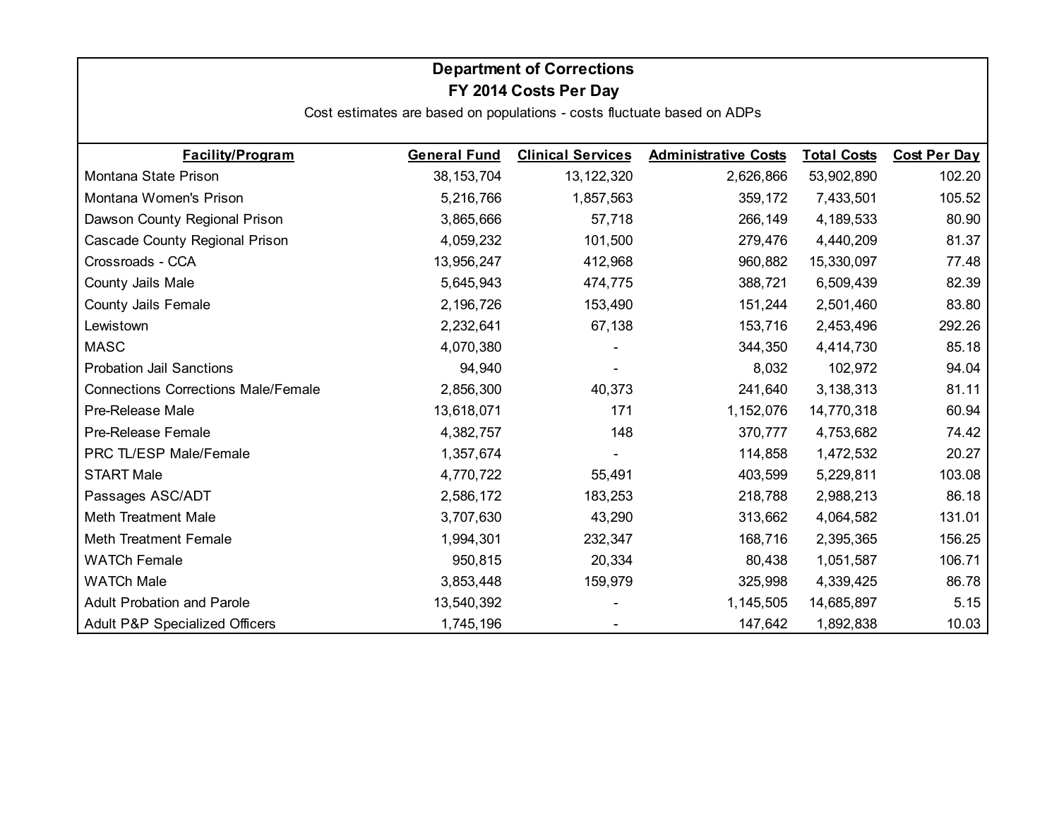## Department of Corrections

### FY 2014 Costs Per Day

Cost estimates are based on populations - costs fluctuate based on ADPs

| Facility/Program | General Fund | Clinical Services | Administrative Costs | Total Costs | Cost Per Day |
|---|---|---|---|---|---|
| Montana State Prison | 38,153,704 | 13,122,320 | 2,626,866 | 53,902,890 | 102.20 |
| Montana Women's Prison | 5,216,766 | 1,857,563 | 359,172 | 7,433,501 | 105.52 |
| Dawson County Regional Prison | 3,865,666 | 57,718 | 266,149 | 4,189,533 | 80.90 |
| Cascade County Regional Prison | 4,059,232 | 101,500 | 279,476 | 4,440,209 | 81.37 |
| Crossroads - CCA | 13,956,247 | 412,968 | 960,882 | 15,330,097 | 77.48 |
| County Jails Male | 5,645,943 | 474,775 | 388,721 | 6,509,439 | 82.39 |
| County Jails Female | 2,196,726 | 153,490 | 151,244 | 2,501,460 | 83.80 |
| Lewistown | 2,232,641 | 67,138 | 153,716 | 2,453,496 | 292.26 |
| MASC | 4,070,380 | - | 344,350 | 4,414,730 | 85.18 |
| Probation Jail Sanctions | 94,940 | - | 8,032 | 102,972 | 94.04 |
| Connections Corrections Male/Female | 2,856,300 | 40,373 | 241,640 | 3,138,313 | 81.11 |
| Pre-Release Male | 13,618,071 | 171 | 1,152,076 | 14,770,318 | 60.94 |
| Pre-Release Female | 4,382,757 | 148 | 370,777 | 4,753,682 | 74.42 |
| PRC TL/ESP Male/Female | 1,357,674 | - | 114,858 | 1,472,532 | 20.27 |
| START Male | 4,770,722 | 55,491 | 403,599 | 5,229,811 | 103.08 |
| Passages ASC/ADT | 2,586,172 | 183,253 | 218,788 | 2,988,213 | 86.18 |
| Meth Treatment Male | 3,707,630 | 43,290 | 313,662 | 4,064,582 | 131.01 |
| Meth Treatment Female | 1,994,301 | 232,347 | 168,716 | 2,395,365 | 156.25 |
| WATCh Female | 950,815 | 20,334 | 80,438 | 1,051,587 | 106.71 |
| WATCh Male | 3,853,448 | 159,979 | 325,998 | 4,339,425 | 86.78 |
| Adult Probation and Parole | 13,540,392 | - | 1,145,505 | 14,685,897 | 5.15 |
| Adult P&P Specialized Officers | 1,745,196 | - | 147,642 | 1,892,838 | 10.03 |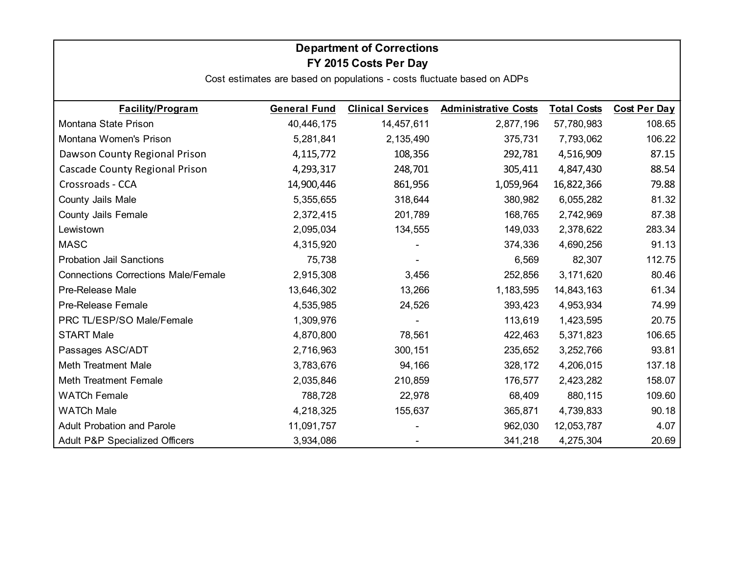**Department of Corrections**

**FY 2015 Costs Per Day**

Cost estimates are based on populations - costs fluctuate based on ADPs

| Facility/Program | General Fund | Clinical Services | Administrative Costs | Total Costs | Cost Per Day |
|---|---|---|---|---|---|
| Montana State Prison | 40,446,175 | 14,457,611 | 2,877,196 | 57,780,983 | 108.65 |
| Montana Women's Prison | 5,281,841 | 2,135,490 | 375,731 | 7,793,062 | 106.22 |
| Dawson County Regional Prison | 4,115,772 | 108,356 | 292,781 | 4,516,909 | 87.15 |
| Cascade County Regional Prison | 4,293,317 | 248,701 | 305,411 | 4,847,430 | 88.54 |
| Crossroads - CCA | 14,900,446 | 861,956 | 1,059,964 | 16,822,366 | 79.88 |
| County Jails Male | 5,355,655 | 318,644 | 380,982 | 6,055,282 | 81.32 |
| County Jails Female | 2,372,415 | 201,789 | 168,765 | 2,742,969 | 87.38 |
| Lewistown | 2,095,034 | 134,555 | 149,033 | 2,378,622 | 283.34 |
| MASC | 4,315,920 | - | 374,336 | 4,690,256 | 91.13 |
| Probation Jail Sanctions | 75,738 | - | 6,569 | 82,307 | 112.75 |
| Connections Corrections Male/Female | 2,915,308 | 3,456 | 252,856 | 3,171,620 | 80.46 |
| Pre-Release Male | 13,646,302 | 13,266 | 1,183,595 | 14,843,163 | 61.34 |
| Pre-Release Female | 4,535,985 | 24,526 | 393,423 | 4,953,934 | 74.99 |
| PRC TL/ESP/SO Male/Female | 1,309,976 | - | 113,619 | 1,423,595 | 20.75 |
| START Male | 4,870,800 | 78,561 | 422,463 | 5,371,823 | 106.65 |
| Passages ASC/ADT | 2,716,963 | 300,151 | 235,652 | 3,252,766 | 93.81 |
| Meth Treatment Male | 3,783,676 | 94,166 | 328,172 | 4,206,015 | 137.18 |
| Meth Treatment Female | 2,035,846 | 210,859 | 176,577 | 2,423,282 | 158.07 |
| WATCh Female | 788,728 | 22,978 | 68,409 | 880,115 | 109.60 |
| WATCh Male | 4,218,325 | 155,637 | 365,871 | 4,739,833 | 90.18 |
| Adult Probation and Parole | 11,091,757 | - | 962,030 | 12,053,787 | 4.07 |
| Adult P&P Specialized Officers | 3,934,086 | - | 341,218 | 4,275,304 | 20.69 |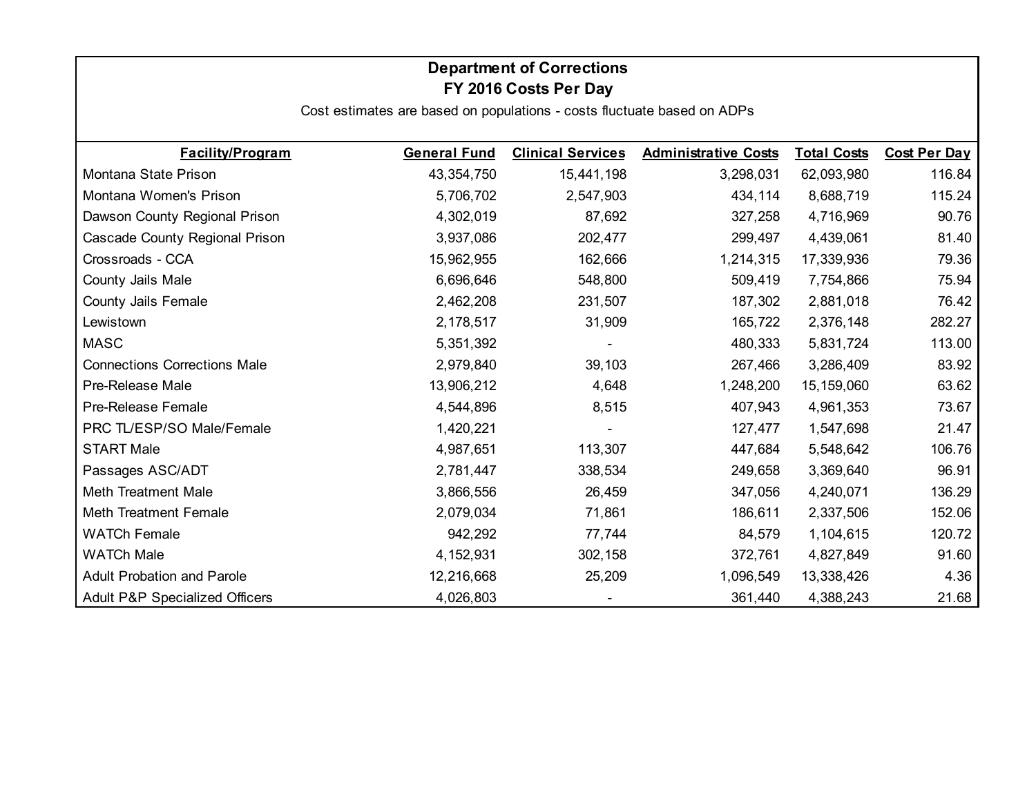## Department of Corrections

### FY 2016 Costs Per Day

Cost estimates are based on populations - costs fluctuate based on ADPs

| Facility/Program | General Fund | Clinical Services | Administrative Costs | Total Costs | Cost Per Day |
|---|---|---|---|---|---|
| Montana State Prison | 43,354,750 | 15,441,198 | 3,298,031 | 62,093,980 | 116.84 |
| Montana Women's Prison | 5,706,702 | 2,547,903 | 434,114 | 8,688,719 | 115.24 |
| Dawson County Regional Prison | 4,302,019 | 87,692 | 327,258 | 4,716,969 | 90.76 |
| Cascade County Regional Prison | 3,937,086 | 202,477 | 299,497 | 4,439,061 | 81.40 |
| Crossroads - CCA | 15,962,955 | 162,666 | 1,214,315 | 17,339,936 | 79.36 |
| County Jails Male | 6,696,646 | 548,800 | 509,419 | 7,754,866 | 75.94 |
| County Jails Female | 2,462,208 | 231,507 | 187,302 | 2,881,018 | 76.42 |
| Lewistown | 2,178,517 | 31,909 | 165,722 | 2,376,148 | 282.27 |
| MASC | 5,351,392 | - | 480,333 | 5,831,724 | 113.00 |
| Connections Corrections Male | 2,979,840 | 39,103 | 267,466 | 3,286,409 | 83.92 |
| Pre-Release Male | 13,906,212 | 4,648 | 1,248,200 | 15,159,060 | 63.62 |
| Pre-Release Female | 4,544,896 | 8,515 | 407,943 | 4,961,353 | 73.67 |
| PRC TL/ESP/SO Male/Female | 1,420,221 | - | 127,477 | 1,547,698 | 21.47 |
| START Male | 4,987,651 | 113,307 | 447,684 | 5,548,642 | 106.76 |
| Passages ASC/ADT | 2,781,447 | 338,534 | 249,658 | 3,369,640 | 96.91 |
| Meth Treatment Male | 3,866,556 | 26,459 | 347,056 | 4,240,071 | 136.29 |
| Meth Treatment Female | 2,079,034 | 71,861 | 186,611 | 2,337,506 | 152.06 |
| WATCh Female | 942,292 | 77,744 | 84,579 | 1,104,615 | 120.72 |
| WATCh Male | 4,152,931 | 302,158 | 372,761 | 4,827,849 | 91.60 |
| Adult Probation and Parole | 12,216,668 | 25,209 | 1,096,549 | 13,338,426 | 4.36 |
| Adult P&P Specialized Officers | 4,026,803 | - | 361,440 | 4,388,243 | 21.68 |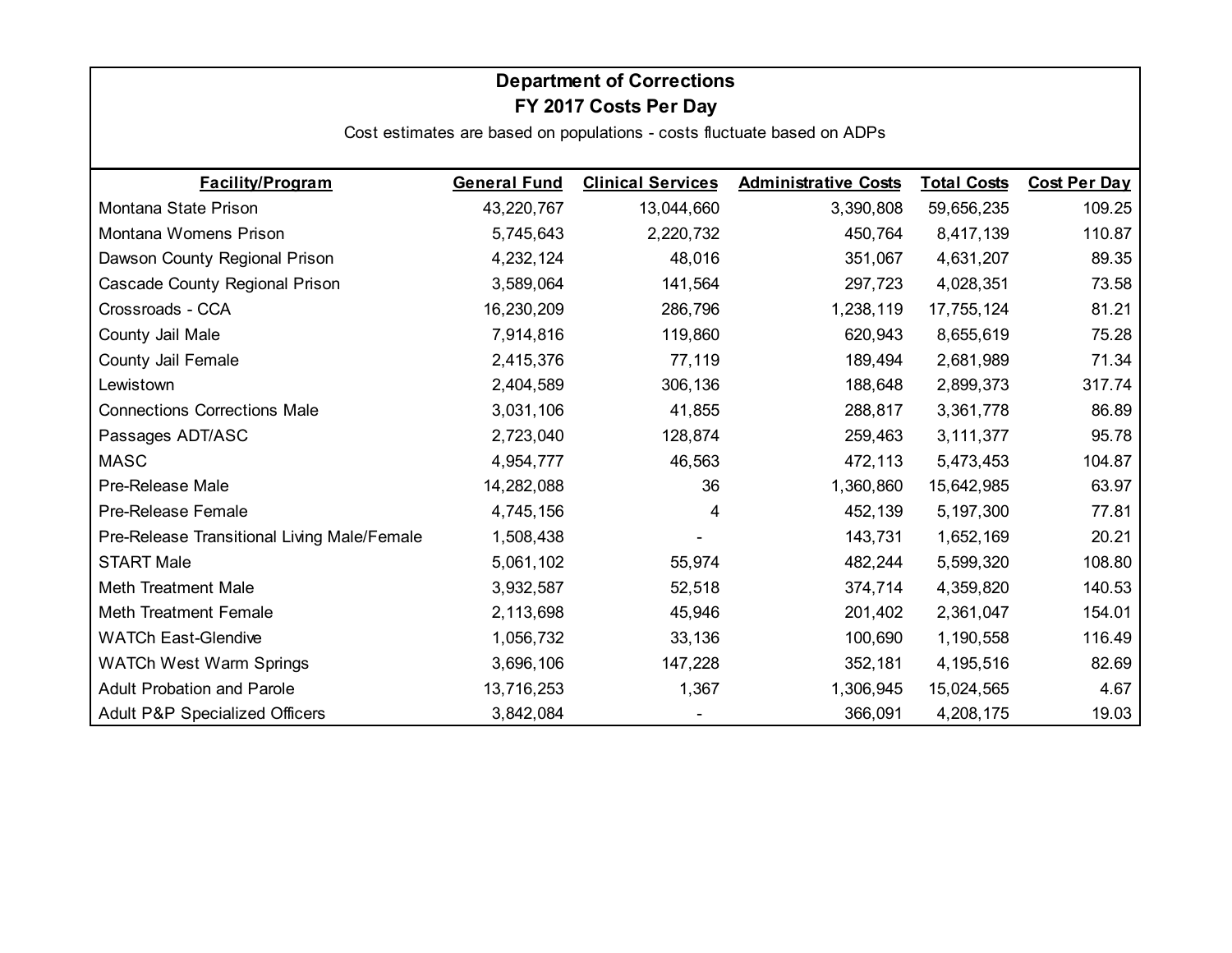# Department of Corrections

## FY 2017 Costs Per Day

Cost estimates are based on populations - costs fluctuate based on ADPs

| Facility/Program | General Fund | Clinical Services | Administrative Costs | Total Costs | Cost Per Day |
|---|---|---|---|---|---|
| Montana State Prison | 43,220,767 | 13,044,660 | 3,390,808 | 59,656,235 | 109.25 |
| Montana Womens Prison | 5,745,643 | 2,220,732 | 450,764 | 8,417,139 | 110.87 |
| Dawson County Regional Prison | 4,232,124 | 48,016 | 351,067 | 4,631,207 | 89.35 |
| Cascade County Regional Prison | 3,589,064 | 141,564 | 297,723 | 4,028,351 | 73.58 |
| Crossroads - CCA | 16,230,209 | 286,796 | 1,238,119 | 17,755,124 | 81.21 |
| County Jail Male | 7,914,816 | 119,860 | 620,943 | 8,655,619 | 75.28 |
| County Jail Female | 2,415,376 | 77,119 | 189,494 | 2,681,989 | 71.34 |
| Lewistown | 2,404,589 | 306,136 | 188,648 | 2,899,373 | 317.74 |
| Connections Corrections Male | 3,031,106 | 41,855 | 288,817 | 3,361,778 | 86.89 |
| Passages ADT/ASC | 2,723,040 | 128,874 | 259,463 | 3,111,377 | 95.78 |
| MASC | 4,954,777 | 46,563 | 472,113 | 5,473,453 | 104.87 |
| Pre-Release Male | 14,282,088 | 36 | 1,360,860 | 15,642,985 | 63.97 |
| Pre-Release Female | 4,745,156 | 4 | 452,139 | 5,197,300 | 77.81 |
| Pre-Release Transitional Living Male/Female | 1,508,438 | - | 143,731 | 1,652,169 | 20.21 |
| START Male | 5,061,102 | 55,974 | 482,244 | 5,599,320 | 108.80 |
| Meth Treatment Male | 3,932,587 | 52,518 | 374,714 | 4,359,820 | 140.53 |
| Meth Treatment Female | 2,113,698 | 45,946 | 201,402 | 2,361,047 | 154.01 |
| WATCh East-Glendive | 1,056,732 | 33,136 | 100,690 | 1,190,558 | 116.49 |
| WATCh West Warm Springs | 3,696,106 | 147,228 | 352,181 | 4,195,516 | 82.69 |
| Adult Probation and Parole | 13,716,253 | 1,367 | 1,306,945 | 15,024,565 | 4.67 |
| Adult P&P Specialized Officers | 3,842,084 | - | 366,091 | 4,208,175 | 19.03 |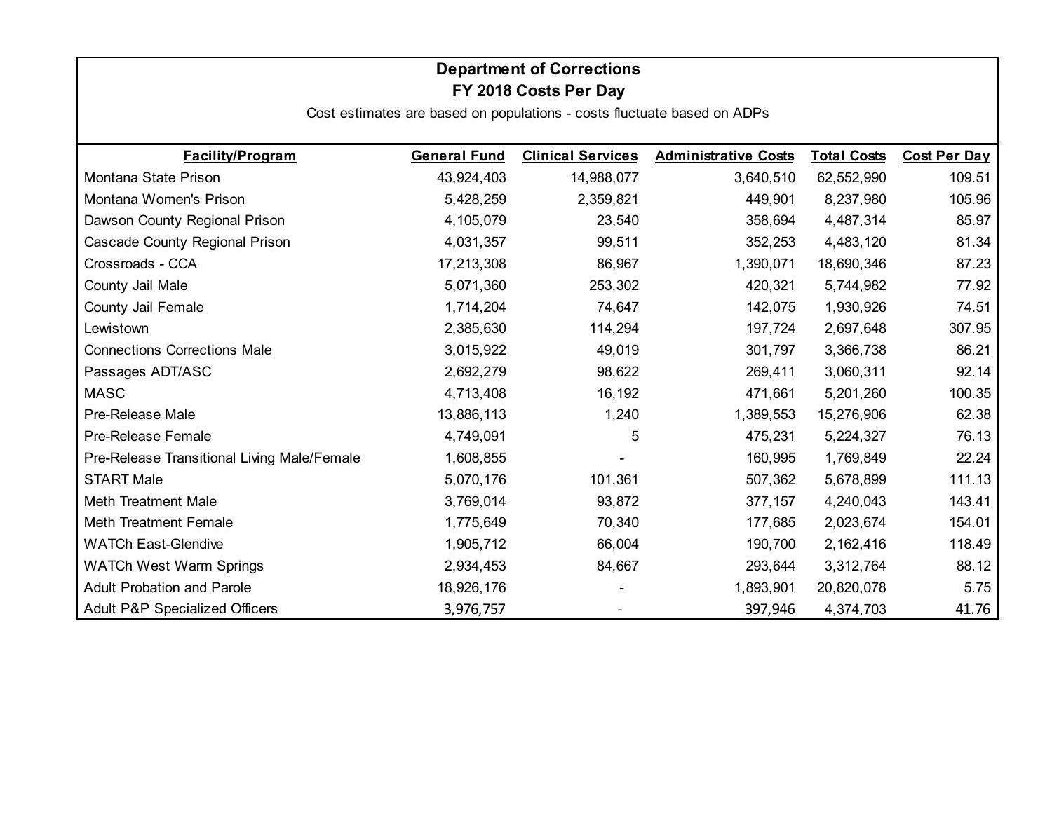**Department of Corrections**

**FY 2018 Costs Per Day**

Cost estimates are based on populations - costs fluctuate based on ADPs

| Facility/Program | General Fund | Clinical Services | Administrative Costs | Total Costs | Cost Per Day |
|---|---|---|---|---|---|
| Montana State Prison | 43,924,403 | 14,988,077 | 3,640,510 | 62,552,990 | 109.51 |
| Montana Women's Prison | 5,428,259 | 2,359,821 | 449,901 | 8,237,980 | 105.96 |
| Dawson County Regional Prison | 4,105,079 | 23,540 | 358,694 | 4,487,314 | 85.97 |
| Cascade County Regional Prison | 4,031,357 | 99,511 | 352,253 | 4,483,120 | 81.34 |
| Crossroads - CCA | 17,213,308 | 86,967 | 1,390,071 | 18,690,346 | 87.23 |
| County Jail Male | 5,071,360 | 253,302 | 420,321 | 5,744,982 | 77.92 |
| County Jail Female | 1,714,204 | 74,647 | 142,075 | 1,930,926 | 74.51 |
| Lewistown | 2,385,630 | 114,294 | 197,724 | 2,697,648 | 307.95 |
| Connections Corrections Male | 3,015,922 | 49,019 | 301,797 | 3,366,738 | 86.21 |
| Passages ADT/ASC | 2,692,279 | 98,622 | 269,411 | 3,060,311 | 92.14 |
| MASC | 4,713,408 | 16,192 | 471,661 | 5,201,260 | 100.35 |
| Pre-Release Male | 13,886,113 | 1,240 | 1,389,553 | 15,276,906 | 62.38 |
| Pre-Release Female | 4,749,091 | 5 | 475,231 | 5,224,327 | 76.13 |
| Pre-Release Transitional Living Male/Female | 1,608,855 | - | 160,995 | 1,769,849 | 22.24 |
| START Male | 5,070,176 | 101,361 | 507,362 | 5,678,899 | 111.13 |
| Meth Treatment Male | 3,769,014 | 93,872 | 377,157 | 4,240,043 | 143.41 |
| Meth Treatment Female | 1,775,649 | 70,340 | 177,685 | 2,023,674 | 154.01 |
| WATCh East-Glendive | 1,905,712 | 66,004 | 190,700 | 2,162,416 | 118.49 |
| WATCh West Warm Springs | 2,934,453 | 84,667 | 293,644 | 3,312,764 | 88.12 |
| Adult Probation and Parole | 18,926,176 | - | 1,893,901 | 20,820,078 | 5.75 |
| Adult P&P Specialized Officers | 3,976,757 | - | 397,946 | 4,374,703 | 41.76 |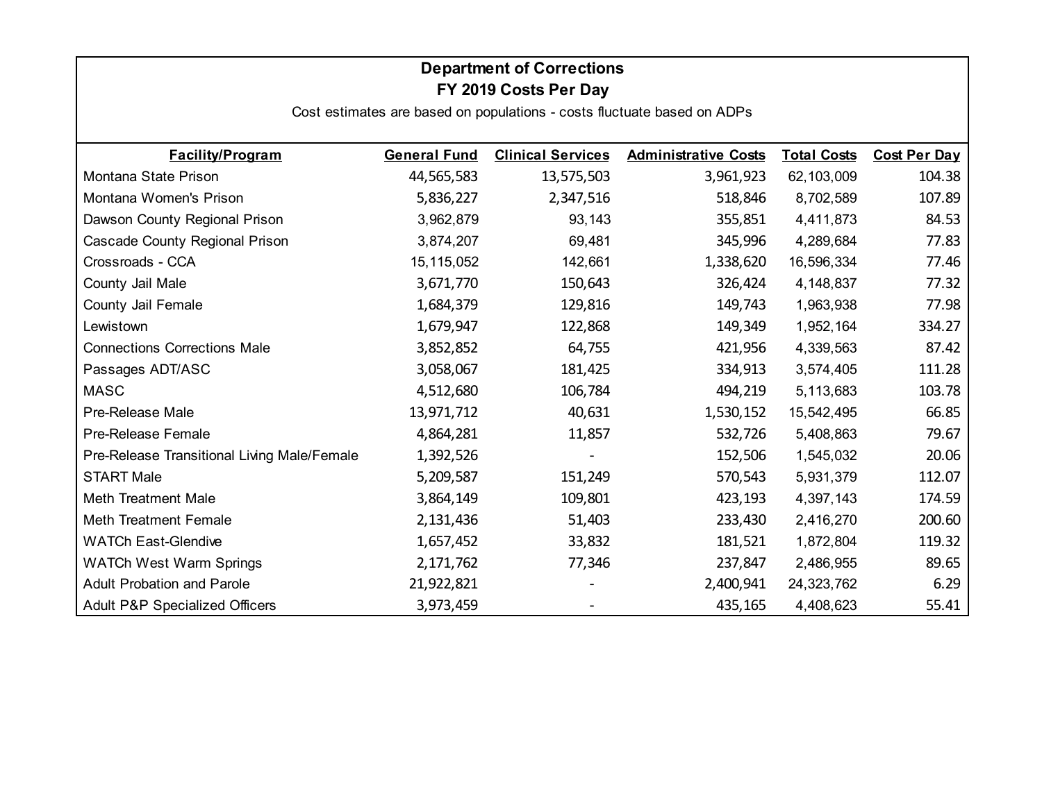**Department of Corrections**

**FY 2019 Costs Per Day**

Cost estimates are based on populations - costs fluctuate based on ADPs

| Facility/Program | General Fund | Clinical Services | Administrative Costs | Total Costs | Cost Per Day |
|---|---|---|---|---|---|
| Montana State Prison | 44,565,583 | 13,575,503 | 3,961,923 | 62,103,009 | 104.38 |
| Montana Women's Prison | 5,836,227 | 2,347,516 | 518,846 | 8,702,589 | 107.89 |
| Dawson County Regional Prison | 3,962,879 | 93,143 | 355,851 | 4,411,873 | 84.53 |
| Cascade County Regional Prison | 3,874,207 | 69,481 | 345,996 | 4,289,684 | 77.83 |
| Crossroads - CCA | 15,115,052 | 142,661 | 1,338,620 | 16,596,334 | 77.46 |
| County Jail Male | 3,671,770 | 150,643 | 326,424 | 4,148,837 | 77.32 |
| County Jail Female | 1,684,379 | 129,816 | 149,743 | 1,963,938 | 77.98 |
| Lewistown | 1,679,947 | 122,868 | 149,349 | 1,952,164 | 334.27 |
| Connections Corrections Male | 3,852,852 | 64,755 | 421,956 | 4,339,563 | 87.42 |
| Passages ADT/ASC | 3,058,067 | 181,425 | 334,913 | 3,574,405 | 111.28 |
| MASC | 4,512,680 | 106,784 | 494,219 | 5,113,683 | 103.78 |
| Pre-Release Male | 13,971,712 | 40,631 | 1,530,152 | 15,542,495 | 66.85 |
| Pre-Release Female | 4,864,281 | 11,857 | 532,726 | 5,408,863 | 79.67 |
| Pre-Release Transitional Living Male/Female | 1,392,526 | - | 152,506 | 1,545,032 | 20.06 |
| START Male | 5,209,587 | 151,249 | 570,543 | 5,931,379 | 112.07 |
| Meth Treatment Male | 3,864,149 | 109,801 | 423,193 | 4,397,143 | 174.59 |
| Meth Treatment Female | 2,131,436 | 51,403 | 233,430 | 2,416,270 | 200.60 |
| WATCh East-Glendive | 1,657,452 | 33,832 | 181,521 | 1,872,804 | 119.32 |
| WATCh West Warm Springs | 2,171,762 | 77,346 | 237,847 | 2,486,955 | 89.65 |
| Adult Probation and Parole | 21,922,821 | - | 2,400,941 | 24,323,762 | 6.29 |
| Adult P&P Specialized Officers | 3,973,459 | - | 435,165 | 4,408,623 | 55.41 |